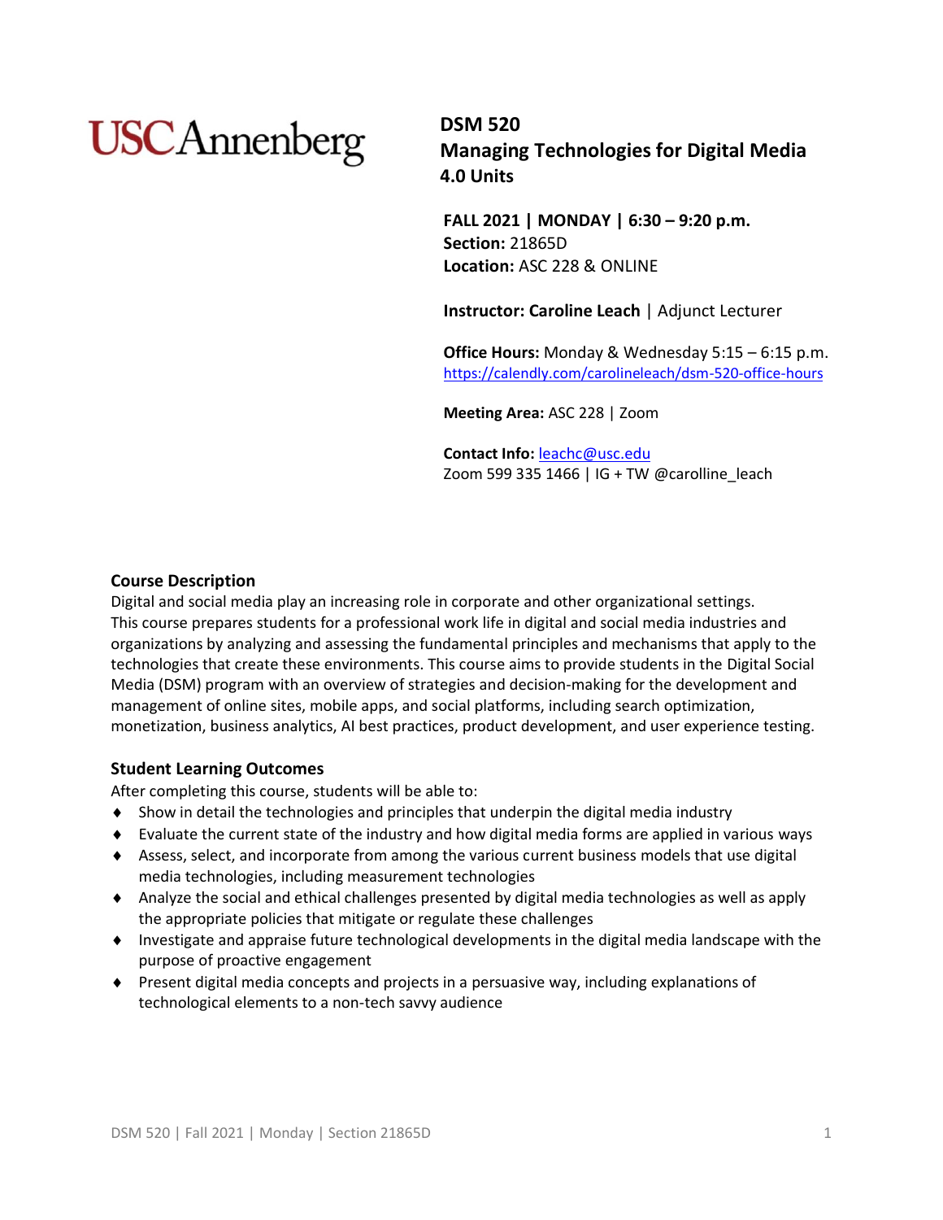USC Annenberg

# DSM 520
# Managing Technologies for Digital Media
# 4.0 Units

**FALL 2021 | MONDAY | 6:30 – 9:20 p.m.**
**Section:** 21865D
**Location:** ASC 228 & ONLINE

**Instructor: Caroline Leach** | Adjunct Lecturer

**Office Hours:** Monday & Wednesday 5:15 – 6:15 p.m.
https://calendly.com/carolineleach/dsm-520-office-hours

**Meeting Area:** ASC 228 | Zoom

**Contact Info:** leachc@usc.edu
Zoom 599 335 1466 | IG + TW @carolline_leach

## Course Description

Digital and social media play an increasing role in corporate and other organizational settings. This course prepares students for a professional work life in digital and social media industries and organizations by analyzing and assessing the fundamental principles and mechanisms that apply to the technologies that create these environments. This course aims to provide students in the Digital Social Media (DSM) program with an overview of strategies and decision-making for the development and management of online sites, mobile apps, and social platforms, including search optimization, monetization, business analytics, AI best practices, product development, and user experience testing.

## Student Learning Outcomes

After completing this course, students will be able to:

- Show in detail the technologies and principles that underpin the digital media industry
- Evaluate the current state of the industry and how digital media forms are applied in various ways
- Assess, select, and incorporate from among the various current business models that use digital media technologies, including measurement technologies
- Analyze the social and ethical challenges presented by digital media technologies as well as apply the appropriate policies that mitigate or regulate these challenges
- Investigate and appraise future technological developments in the digital media landscape with the purpose of proactive engagement
- Present digital media concepts and projects in a persuasive way, including explanations of technological elements to a non-tech savvy audience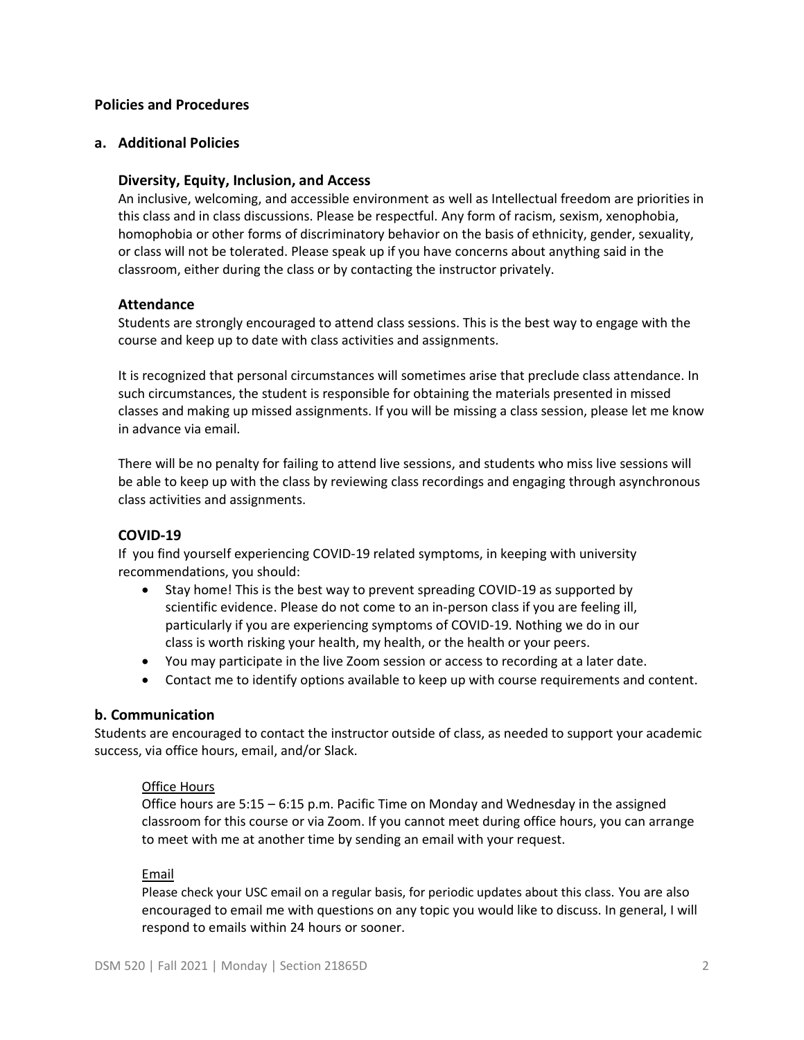## Policies and Procedures

### a. Additional Policies

#### Diversity, Equity, Inclusion, and Access

An inclusive, welcoming, and accessible environment as well as Intellectual freedom are priorities in this class and in class discussions. Please be respectful. Any form of racism, sexism, xenophobia, homophobia or other forms of discriminatory behavior on the basis of ethnicity, gender, sexuality, or class will not be tolerated. Please speak up if you have concerns about anything said in the classroom, either during the class or by contacting the instructor privately.

#### Attendance

Students are strongly encouraged to attend class sessions. This is the best way to engage with the course and keep up to date with class activities and assignments.

It is recognized that personal circumstances will sometimes arise that preclude class attendance. In such circumstances, the student is responsible for obtaining the materials presented in missed classes and making up missed assignments. If you will be missing a class session, please let me know in advance via email.

There will be no penalty for failing to attend live sessions, and students who miss live sessions will be able to keep up with the class by reviewing class recordings and engaging through asynchronous class activities and assignments.

#### COVID-19

If you find yourself experiencing COVID-19 related symptoms, in keeping with university recommendations, you should:

- Stay home! This is the best way to prevent spreading COVID-19 as supported by scientific evidence. Please do not come to an in-person class if you are feeling ill, particularly if you are experiencing symptoms of COVID-19. Nothing we do in our class is worth risking your health, my health, or the health or your peers.
- You may participate in the live Zoom session or access to recording at a later date.
- Contact me to identify options available to keep up with course requirements and content.

### b. Communication

Students are encouraged to contact the instructor outside of class, as needed to support your academic success, via office hours, email, and/or Slack.

<u>Office Hours</u>

Office hours are 5:15 – 6:15 p.m. Pacific Time on Monday and Wednesday in the assigned classroom for this course or via Zoom. If you cannot meet during office hours, you can arrange to meet with me at another time by sending an email with your request.

<u>Email</u>

Please check your USC email on a regular basis, for periodic updates about this class. You are also encouraged to email me with questions on any topic you would like to discuss. In general, I will respond to emails within 24 hours or sooner.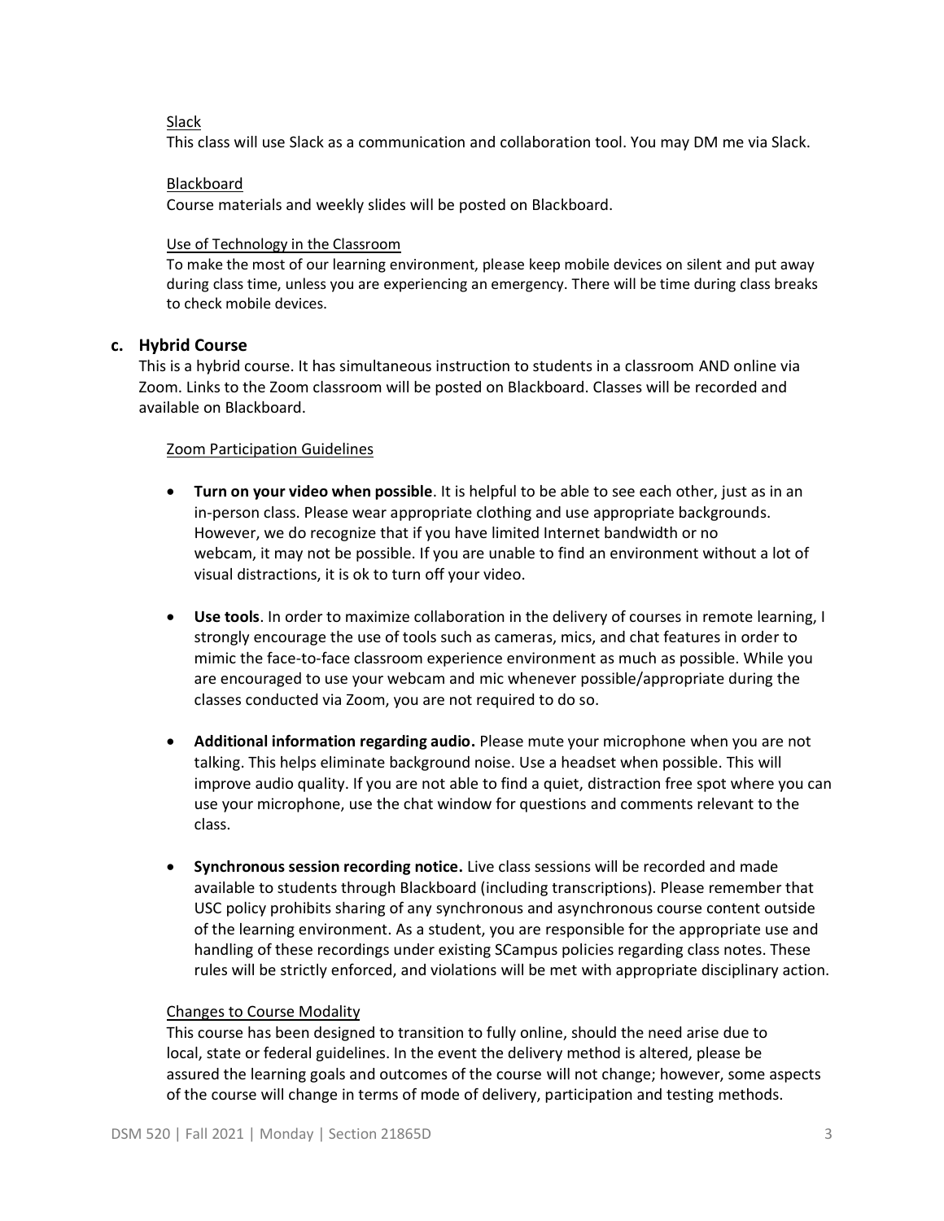Slack

This class will use Slack as a communication and collaboration tool. You may DM me via Slack.

Blackboard

Course materials and weekly slides will be posted on Blackboard.

Use of Technology in the Classroom

To make the most of our learning environment, please keep mobile devices on silent and put away during class time, unless you are experiencing an emergency. There will be time during class breaks to check mobile devices.

### c. Hybrid Course

This is a hybrid course. It has simultaneous instruction to students in a classroom AND online via Zoom. Links to the Zoom classroom will be posted on Blackboard. Classes will be recorded and available on Blackboard.

Zoom Participation Guidelines

- **Turn on your video when possible**. It is helpful to be able to see each other, just as in an in-person class. Please wear appropriate clothing and use appropriate backgrounds. However, we do recognize that if you have limited Internet bandwidth or no webcam, it may not be possible. If you are unable to find an environment without a lot of visual distractions, it is ok to turn off your video.

- **Use tools**. In order to maximize collaboration in the delivery of courses in remote learning, I strongly encourage the use of tools such as cameras, mics, and chat features in order to mimic the face-to-face classroom experience environment as much as possible. While you are encouraged to use your webcam and mic whenever possible/appropriate during the classes conducted via Zoom, you are not required to do so.

- **Additional information regarding audio.** Please mute your microphone when you are not talking. This helps eliminate background noise. Use a headset when possible. This will improve audio quality. If you are not able to find a quiet, distraction free spot where you can use your microphone, use the chat window for questions and comments relevant to the class.

- **Synchronous session recording notice.** Live class sessions will be recorded and made available to students through Blackboard (including transcriptions). Please remember that USC policy prohibits sharing of any synchronous and asynchronous course content outside of the learning environment. As a student, you are responsible for the appropriate use and handling of these recordings under existing SCampus policies regarding class notes. These rules will be strictly enforced, and violations will be met with appropriate disciplinary action.

Changes to Course Modality

This course has been designed to transition to fully online, should the need arise due to local, state or federal guidelines. In the event the delivery method is altered, please be assured the learning goals and outcomes of the course will not change; however, some aspects of the course will change in terms of mode of delivery, participation and testing methods.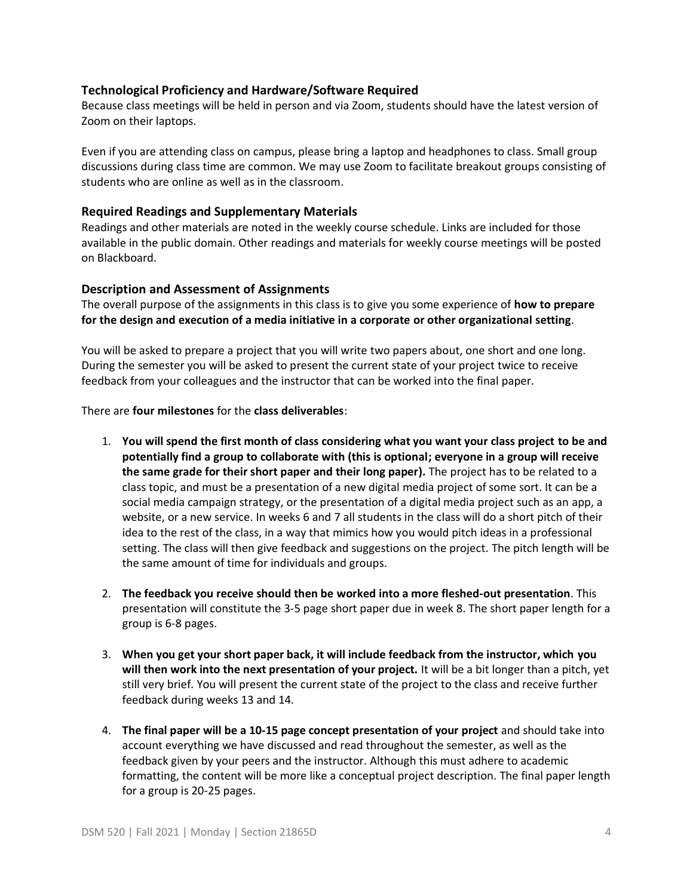### Technological Proficiency and Hardware/Software Required

Because class meetings will be held in person and via Zoom, students should have the latest version of Zoom on their laptops.

Even if you are attending class on campus, please bring a laptop and headphones to class. Small group discussions during class time are common. We may use Zoom to facilitate breakout groups consisting of students who are online as well as in the classroom.

### Required Readings and Supplementary Materials

Readings and other materials are noted in the weekly course schedule. Links are included for those available in the public domain. Other readings and materials for weekly course meetings will be posted on Blackboard.

### Description and Assessment of Assignments

The overall purpose of the assignments in this class is to give you some experience of **how to prepare for the design and execution of a media initiative in a corporate or other organizational setting**.

You will be asked to prepare a project that you will write two papers about, one short and one long. During the semester you will be asked to present the current state of your project twice to receive feedback from your colleagues and the instructor that can be worked into the final paper.

There are **four milestones** for the **class deliverables**:

1. **You will spend the first month of class considering what you want your class project to be and potentially find a group to collaborate with (this is optional; everyone in a group will receive the same grade for their short paper and their long paper).** The project has to be related to a class topic, and must be a presentation of a new digital media project of some sort. It can be a social media campaign strategy, or the presentation of a digital media project such as an app, a website, or a new service. In weeks 6 and 7 all students in the class will do a short pitch of their idea to the rest of the class, in a way that mimics how you would pitch ideas in a professional setting. The class will then give feedback and suggestions on the project. The pitch length will be the same amount of time for individuals and groups.

2. **The feedback you receive should then be worked into a more fleshed-out presentation**. This presentation will constitute the 3-5 page short paper due in week 8. The short paper length for a group is 6-8 pages.

3. **When you get your short paper back, it will include feedback from the instructor, which you will then work into the next presentation of your project.** It will be a bit longer than a pitch, yet still very brief. You will present the current state of the project to the class and receive further feedback during weeks 13 and 14.

4. **The final paper will be a 10-15 page concept presentation of your project** and should take into account everything we have discussed and read throughout the semester, as well as the feedback given by your peers and the instructor. Although this must adhere to academic formatting, the content will be more like a conceptual project description. The final paper length for a group is 20-25 pages.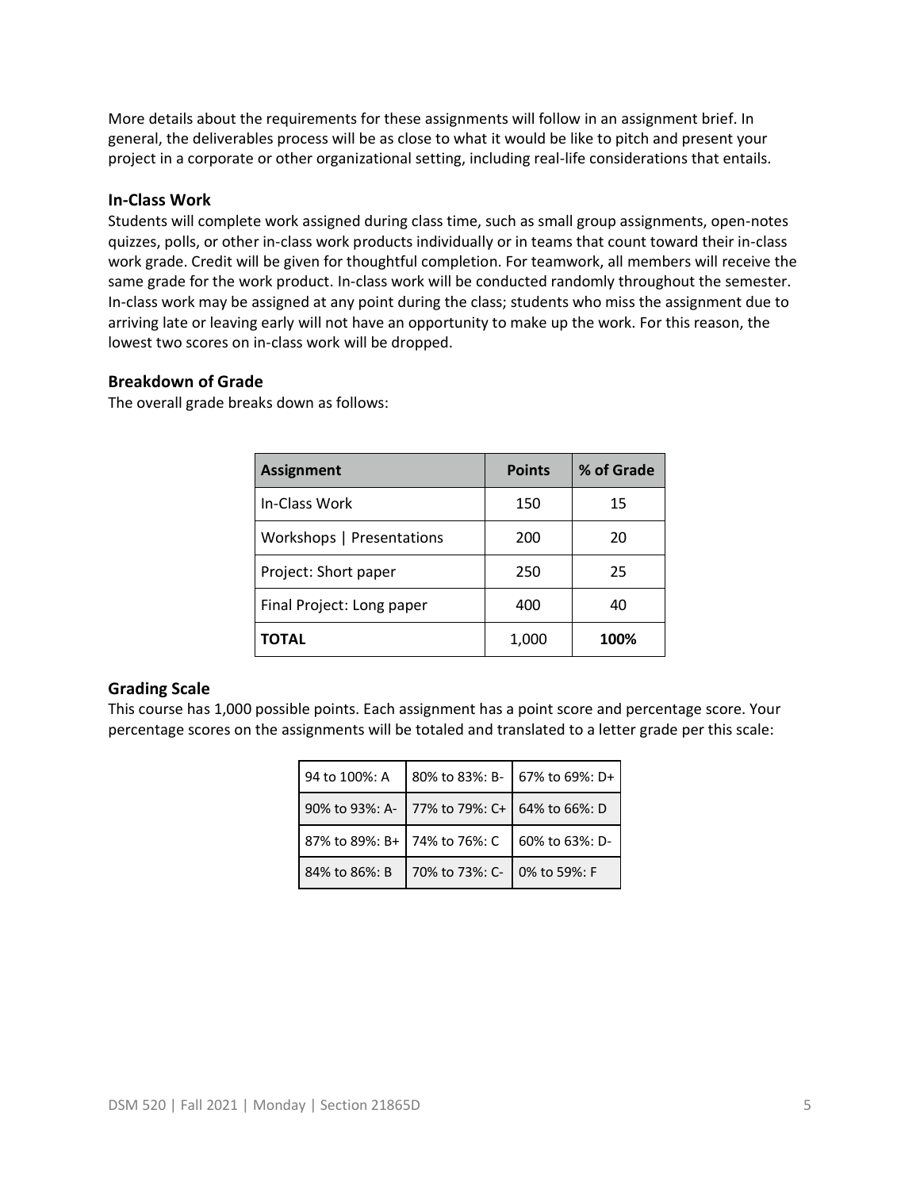More details about the requirements for these assignments will follow in an assignment brief. In general, the deliverables process will be as close to what it would be like to pitch and present your project in a corporate or other organizational setting, including real-life considerations that entails.

### In-Class Work

Students will complete work assigned during class time, such as small group assignments, open-notes quizzes, polls, or other in-class work products individually or in teams that count toward their in-class work grade. Credit will be given for thoughtful completion. For teamwork, all members will receive the same grade for the work product. In-class work will be conducted randomly throughout the semester. In-class work may be assigned at any point during the class; students who miss the assignment due to arriving late or leaving early will not have an opportunity to make up the work. For this reason, the lowest two scores on in-class work will be dropped.

### Breakdown of Grade

The overall grade breaks down as follows:

| Assignment | Points | % of Grade |
|---|---|---|
| In-Class Work | 150 | 15 |
| Workshops \| Presentations | 200 | 20 |
| Project: Short paper | 250 | 25 |
| Final Project: Long paper | 400 | 40 |
| **TOTAL** | 1,000 | **100%** |

### Grading Scale

This course has 1,000 possible points. Each assignment has a point score and percentage score. Your percentage scores on the assignments will be totaled and translated to a letter grade per this scale:

| | | |
|---|---|---|
| 94 to 100%: A | 80% to 83%: B- | 67% to 69%: D+ |
| 90% to 93%: A- | 77% to 79%: C+ | 64% to 66%: D |
| 87% to 89%: B+ | 74% to 76%: C | 60% to 63%: D- |
| 84% to 86%: B | 70% to 73%: C- | 0% to 59%: F |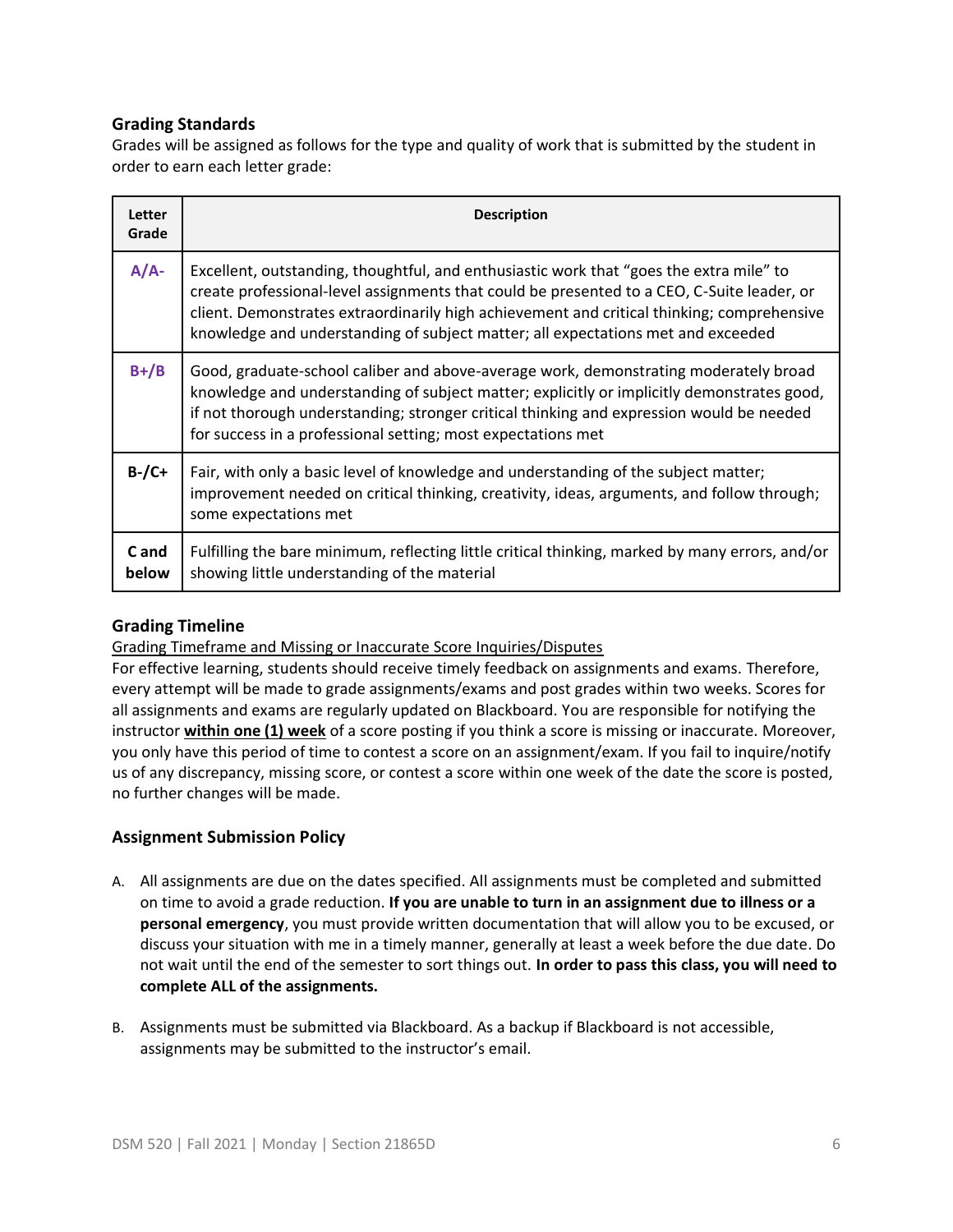### Grading Standards

Grades will be assigned as follows for the type and quality of work that is submitted by the student in order to earn each letter grade:

| Letter Grade | Description |
| --- | --- |
| **A/A-** | Excellent, outstanding, thoughtful, and enthusiastic work that "goes the extra mile" to create professional-level assignments that could be presented to a CEO, C-Suite leader, or client. Demonstrates extraordinarily high achievement and critical thinking; comprehensive knowledge and understanding of subject matter; all expectations met and exceeded |
| **B+/B** | Good, graduate-school caliber and above-average work, demonstrating moderately broad knowledge and understanding of subject matter; explicitly or implicitly demonstrates good, if not thorough understanding; stronger critical thinking and expression would be needed for success in a professional setting; most expectations met |
| **B-/C+** | Fair, with only a basic level of knowledge and understanding of the subject matter; improvement needed on critical thinking, creativity, ideas, arguments, and follow through; some expectations met |
| **C and below** | Fulfilling the bare minimum, reflecting little critical thinking, marked by many errors, and/or showing little understanding of the material |

### Grading Timeline

Grading Timeframe and Missing or Inaccurate Score Inquiries/Disputes

For effective learning, students should receive timely feedback on assignments and exams. Therefore, every attempt will be made to grade assignments/exams and post grades within two weeks. Scores for all assignments and exams are regularly updated on Blackboard. You are responsible for notifying the instructor **within one (1) week** of a score posting if you think a score is missing or inaccurate. Moreover, you only have this period of time to contest a score on an assignment/exam. If you fail to inquire/notify us of any discrepancy, missing score, or contest a score within one week of the date the score is posted, no further changes will be made.

### Assignment Submission Policy

A. All assignments are due on the dates specified. All assignments must be completed and submitted on time to avoid a grade reduction. **If you are unable to turn in an assignment due to illness or a personal emergency**, you must provide written documentation that will allow you to be excused, or discuss your situation with me in a timely manner, generally at least a week before the due date. Do not wait until the end of the semester to sort things out. **In order to pass this class, you will need to complete ALL of the assignments.**

B. Assignments must be submitted via Blackboard. As a backup if Blackboard is not accessible, assignments may be submitted to the instructor's email.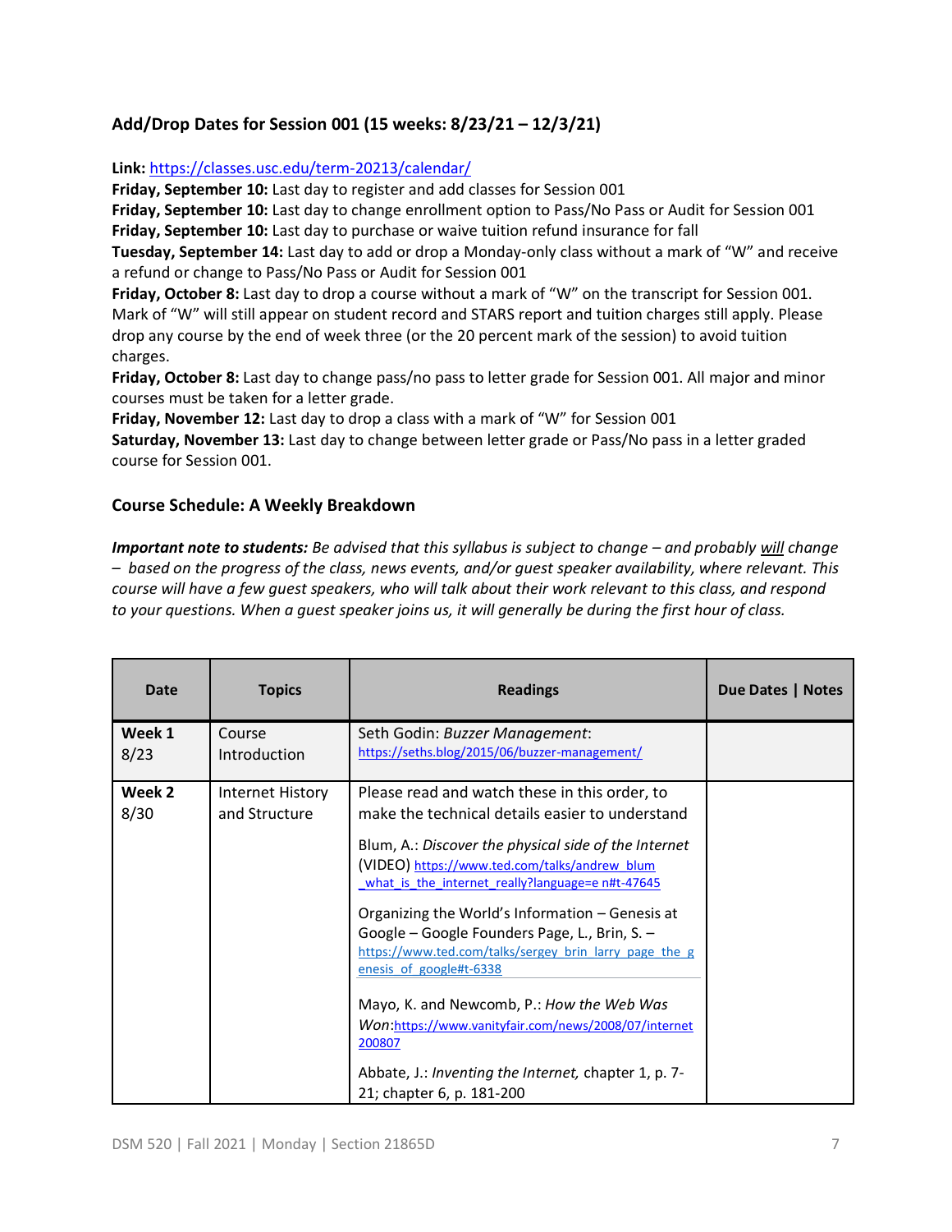### Add/Drop Dates for Session 001 (15 weeks: 8/23/21 – 12/3/21)

**Link:** https://classes.usc.edu/term-20213/calendar/
**Friday, September 10:** Last day to register and add classes for Session 001
**Friday, September 10:** Last day to change enrollment option to Pass/No Pass or Audit for Session 001
**Friday, September 10:** Last day to purchase or waive tuition refund insurance for fall
**Tuesday, September 14:** Last day to add or drop a Monday-only class without a mark of "W" and receive a refund or change to Pass/No Pass or Audit for Session 001
**Friday, October 8:** Last day to drop a course without a mark of "W" on the transcript for Session 001. Mark of "W" will still appear on student record and STARS report and tuition charges still apply. Please drop any course by the end of week three (or the 20 percent mark of the session) to avoid tuition charges.
**Friday, October 8:** Last day to change pass/no pass to letter grade for Session 001. All major and minor courses must be taken for a letter grade.
**Friday, November 12:** Last day to drop a class with a mark of "W" for Session 001
**Saturday, November 13:** Last day to change between letter grade or Pass/No pass in a letter graded course for Session 001.

### Course Schedule: A Weekly Breakdown

***Important note to students:*** *Be advised that this syllabus is subject to change – and probably will change – based on the progress of the class, news events, and/or guest speaker availability, where relevant. This course will have a few guest speakers, who will talk about their work relevant to this class, and respond to your questions. When a guest speaker joins us, it will generally be during the first hour of class.*

| Date | Topics | Readings | Due Dates \| Notes |
|---|---|---|---|
| **Week 1** 8/23 | Course Introduction | Seth Godin: *Buzzer Management*: https://seths.blog/2015/06/buzzer-management/ | |
| **Week 2** 8/30 | Internet History and Structure | Please read and watch these in this order, to make the technical details easier to understand<br><br>Blum, A.: *Discover the physical side of the Internet* (VIDEO) https://www.ted.com/talks/andrew_blum_what_is_the_internet_really?language=en#t-47645<br><br>Organizing the World's Information – Genesis at Google – Google Founders Page, L., Brin, S. – https://www.ted.com/talks/sergey_brin_larry_page_the_genesis_of_google#t-6338<br><br>Mayo, K. and Newcomb, P.: *How the Web Was Won*:https://www.vanityfair.com/news/2008/07/internet200807<br><br>Abbate, J.: *Inventing the Internet,* chapter 1, p. 7-21; chapter 6, p. 181-200 | |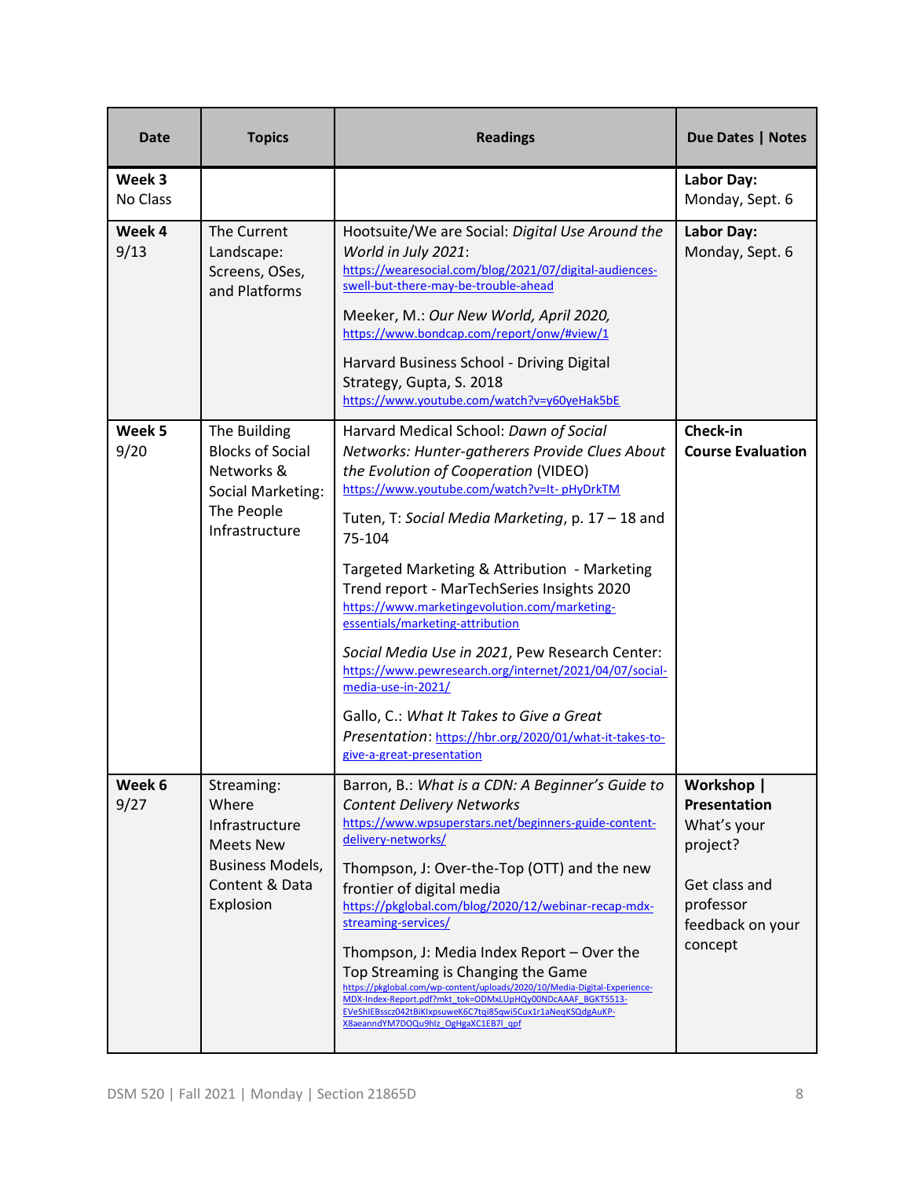| Date | Topics | Readings | Due Dates \| Notes |
|---|---|---|---|
| **Week 3** No Class | | | **Labor Day:** Monday, Sept. 6 |
| **Week 4** 9/13 | The Current Landscape: Screens, OSes, and Platforms | Hootsuite/We are Social: *Digital Use Around the World in July 2021*: https://wearesocial.com/blog/2021/07/digital-audiences-swell-but-there-may-be-trouble-ahead<br><br>Meeker, M.: *Our New World, April 2020,* https://www.bondcap.com/report/onw/#view/1<br><br>Harvard Business School - Driving Digital Strategy, Gupta, S. 2018 https://www.youtube.com/watch?v=y60yeHak5bE | **Labor Day:** Monday, Sept. 6 |
| **Week 5** 9/20 | The Building Blocks of Social Networks & Social Marketing: The People Infrastructure | Harvard Medical School: *Dawn of Social Networks: Hunter-gatherers Provide Clues About the Evolution of Cooperation* (VIDEO) https://www.youtube.com/watch?v=It- pHyDrkTM<br><br>Tuten, T: *Social Media Marketing*, p. 17 – 18 and 75-104<br><br>Targeted Marketing & Attribution - Marketing Trend report - MarTechSeries Insights 2020 https://www.marketingevolution.com/marketing-essentials/marketing-attribution<br><br>*Social Media Use in 2021*, Pew Research Center: https://www.pewresearch.org/internet/2021/04/07/social-media-use-in-2021/<br><br>Gallo, C.: *What It Takes to Give a Great Presentation*: https://hbr.org/2020/01/what-it-takes-to-give-a-great-presentation | **Check-in Course Evaluation** |
| **Week 6** 9/27 | Streaming: Where Infrastructure Meets New Business Models, Content & Data Explosion | Barron, B.: *What is a CDN: A Beginner's Guide to Content Delivery Networks* https://www.wpsuperstars.net/beginners-guide-content-delivery-networks/<br><br>Thompson, J: Over-the-Top (OTT) and the new frontier of digital media https://pkglobal.com/blog/2020/12/webinar-recap-mdx-streaming-services/<br><br>Thompson, J: Media Index Report – Over the Top Streaming is Changing the Game https://pkglobal.com/wp-content/uploads/2020/10/Media-Digital-Experience-MDX-Index-Report.pdf?mkt_tok=ODMxLUpHQy00NDcAAAF_BGKT5513-EVeShIEBsscz042tBiKIxpsuweK6C7tqi85qwi5Cux1r1aNeqKSQdgAuKP-X8aeanndYM7DOQu9hIz_OgHgaXC1EB7I_qpf | **Workshop \| Presentation** What's your project?<br><br>Get class and professor feedback on your concept |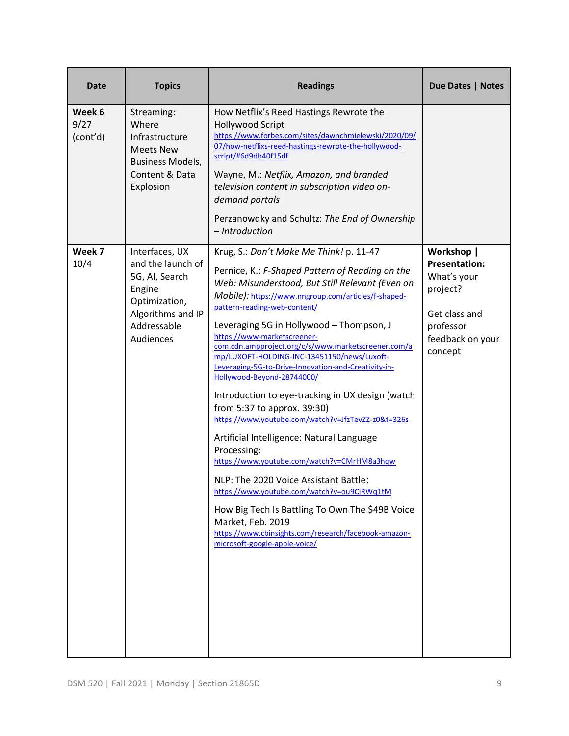| Date | Topics | Readings | Due Dates \| Notes |
|---|---|---|---|
| **Week 6** 9/27 (cont'd) | Streaming: Where Infrastructure Meets New Business Models, Content & Data Explosion | How Netflix's Reed Hastings Rewrote the Hollywood Script https://www.forbes.com/sites/dawnchmielewski/2020/09/07/how-netflixs-reed-hastings-rewrote-the-hollywood-script/#6d9db40f15df<br><br>Wayne, M.: *Netflix, Amazon, and branded television content in subscription video on-demand portals*<br><br>Perzanowdky and Schultz: *The End of Ownership – Introduction* | |
| **Week 7** 10/4 | Interfaces, UX and the launch of 5G, AI, Search Engine Optimization, Algorithms and IP Addressable Audiences | Krug, S.: *Don't Make Me Think!* p. 11-47<br><br>Pernice, K.: *F-Shaped Pattern of Reading on the Web: Misunderstood, But Still Relevant (Even on Mobile):* https://www.nngroup.com/articles/f-shaped-pattern-reading-web-content/<br><br>Leveraging 5G in Hollywood – Thompson, J https://www-marketscreener-com.cdn.ampproject.org/c/s/www.marketscreener.com/amp/LUXOFT-HOLDING-INC-13451150/news/Luxoft-Leveraging-5G-to-Drive-Innovation-and-Creativity-in-Hollywood-Beyond-28744000/<br><br>Introduction to eye-tracking in UX design (watch from 5:37 to approx. 39:30) https://www.youtube.com/watch?v=JfzTevZZ-z0&t=326s<br><br>Artificial Intelligence: Natural Language Processing: https://www.youtube.com/watch?v=CMrHM8a3hqw<br><br>NLP: The 2020 Voice Assistant Battle: https://www.youtube.com/watch?v=ou9CjRWq1tM<br><br>How Big Tech Is Battling To Own The $49B Voice Market, Feb. 2019 https://www.cbinsights.com/research/facebook-amazon-microsoft-google-apple-voice/ | **Workshop \| Presentation:** What's your project?<br><br>Get class and professor feedback on your concept |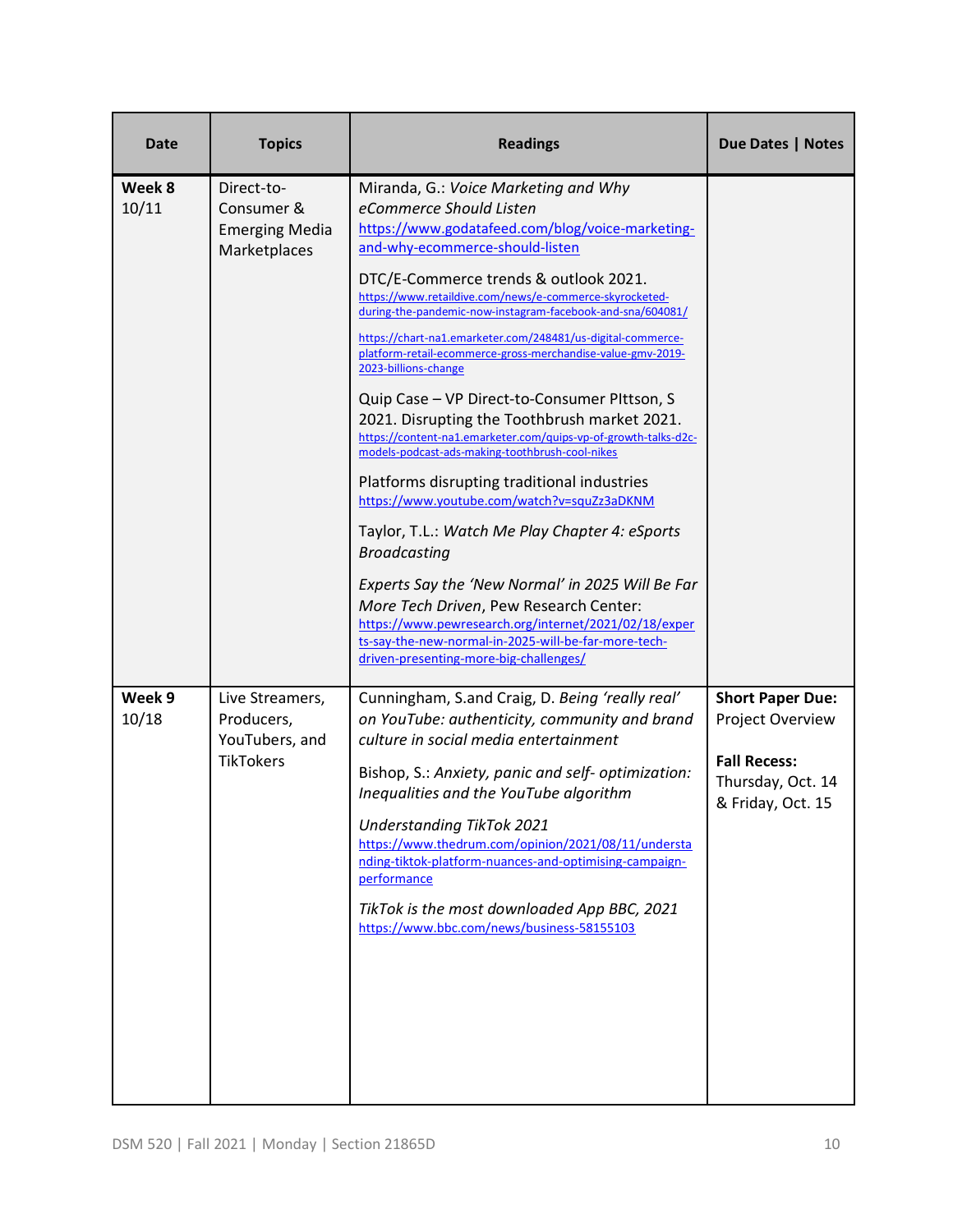| Date | Topics | Readings | Due Dates \| Notes |
|---|---|---|---|
| **Week 8** 10/11 | Direct-to-Consumer & Emerging Media Marketplaces | Miranda, G.: *Voice Marketing and Why eCommerce Should Listen* https://www.godatafeed.com/blog/voice-marketing-and-why-ecommerce-should-listen<br><br>DTC/E-Commerce trends & outlook 2021. https://www.retaildive.com/news/e-commerce-skyrocketed-during-the-pandemic-now-instagram-facebook-and-sna/604081/<br><br>https://chart-na1.emarketer.com/248481/us-digital-commerce-platform-retail-ecommerce-gross-merchandise-value-gmv-2019-2023-billions-change<br><br>Quip Case – VP Direct-to-Consumer PIttson, S 2021. Disrupting the Toothbrush market 2021. https://content-na1.emarketer.com/quips-vp-of-growth-talks-d2c-models-podcast-ads-making-toothbrush-cool-nikes<br><br>Platforms disrupting traditional industries https://www.youtube.com/watch?v=squZz3aDKNM<br><br>Taylor, T.L.: *Watch Me Play Chapter 4: eSports Broadcasting*<br><br>*Experts Say the 'New Normal' in 2025 Will Be Far More Tech Driven*, Pew Research Center: https://www.pewresearch.org/internet/2021/02/18/experts-say-the-new-normal-in-2025-will-be-far-more-tech-driven-presenting-more-big-challenges/ | |
| **Week 9** 10/18 | Live Streamers, Producers, YouTubers, and TikTokers | Cunningham, S.and Craig, D. *Being 'really real' on YouTube: authenticity, community and brand culture in social media entertainment*<br><br>Bishop, S.: *Anxiety, panic and self- optimization: Inequalities and the YouTube algorithm*<br><br>*Understanding TikTok 2021* https://www.thedrum.com/opinion/2021/08/11/understanding-tiktok-platform-nuances-and-optimising-campaign-performance<br><br>*TikTok is the most downloaded App BBC, 2021* https://www.bbc.com/news/business-58155103 | **Short Paper Due:** Project Overview<br><br>**Fall Recess:** Thursday, Oct. 14 & Friday, Oct. 15 |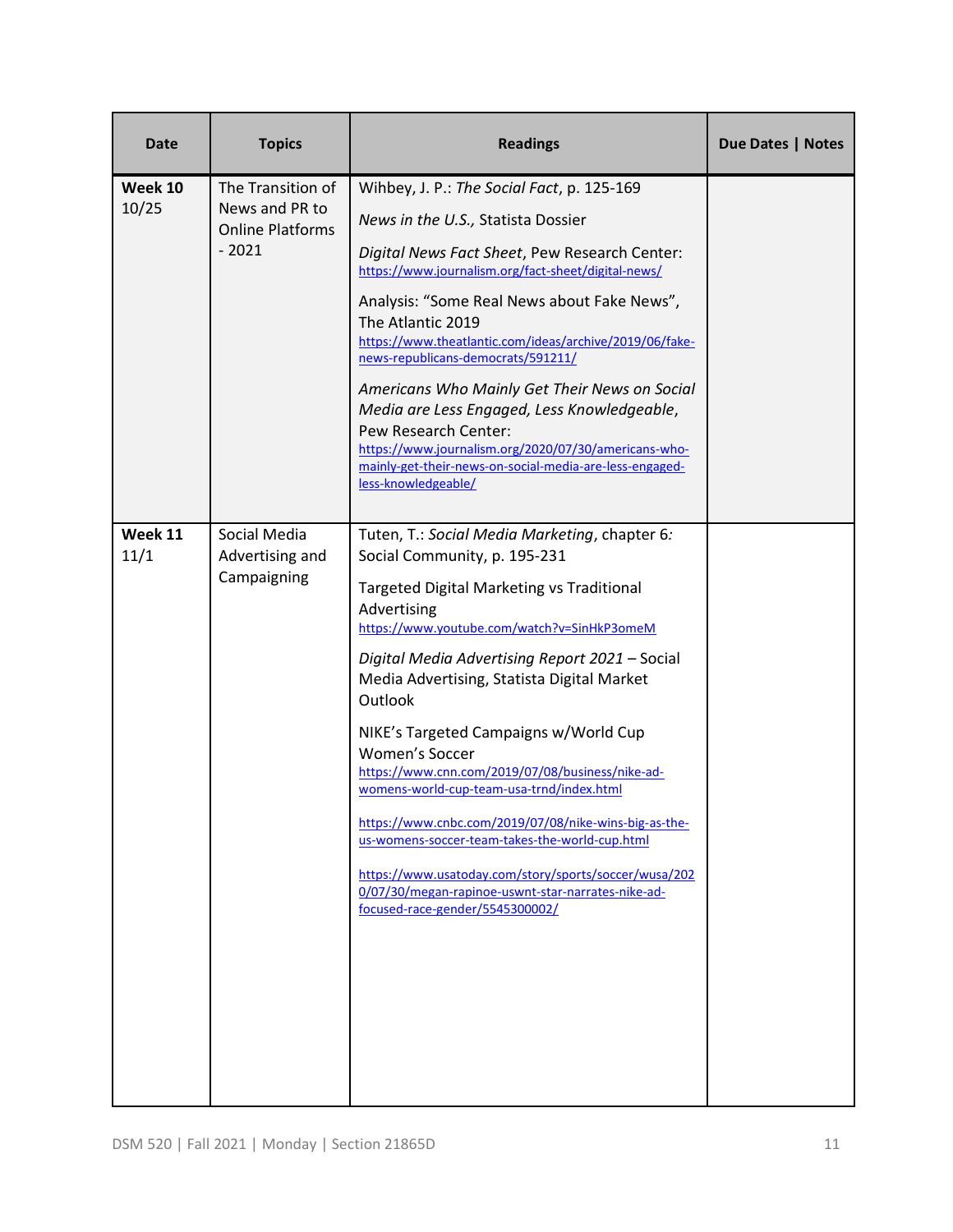| Date | Topics | Readings | Due Dates \| Notes |
|---|---|---|---|
| **Week 10** 10/25 | The Transition of News and PR to Online Platforms - 2021 | Wihbey, J. P.: *The Social Fact*, p. 125-169<br><br>*News in the U.S.,* Statista Dossier<br><br>*Digital News Fact Sheet*, Pew Research Center: https://www.journalism.org/fact-sheet/digital-news/<br><br>Analysis: "Some Real News about Fake News", The Atlantic 2019 https://www.theatlantic.com/ideas/archive/2019/06/fake-news-republicans-democrats/591211/<br><br>*Americans Who Mainly Get Their News on Social Media are Less Engaged, Less Knowledgeable*, Pew Research Center: https://www.journalism.org/2020/07/30/americans-who-mainly-get-their-news-on-social-media-are-less-engaged-less-knowledgeable/ | |
| **Week 11** 11/1 | Social Media Advertising and Campaigning | Tuten, T.: *Social Media Marketing*, chapter 6*:* Social Community, p. 195-231<br><br>Targeted Digital Marketing vs Traditional Advertising https://www.youtube.com/watch?v=SinHkP3omeM<br><br>*Digital Media Advertising Report 2021* – Social Media Advertising, Statista Digital Market Outlook<br><br>NIKE's Targeted Campaigns w/World Cup Women's Soccer https://www.cnn.com/2019/07/08/business/nike-ad-womens-world-cup-team-usa-trnd/index.html<br><br>https://www.cnbc.com/2019/07/08/nike-wins-big-as-the-us-womens-soccer-team-takes-the-world-cup.html<br><br>https://www.usatoday.com/story/sports/soccer/wusa/2020/07/30/megan-rapinoe-uswnt-star-narrates-nike-ad-focused-race-gender/5545300002/ | |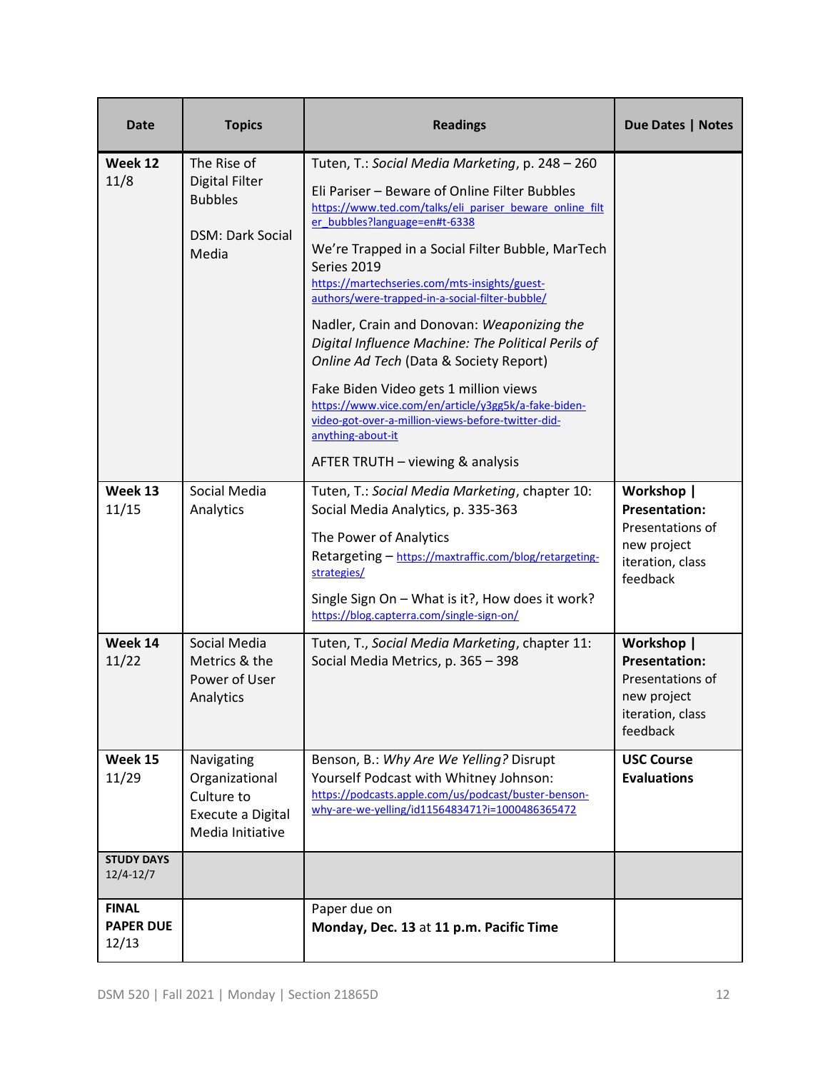| Date | Topics | Readings | Due Dates \| Notes |
|---|---|---|---|
| **Week 12** 11/8 | The Rise of Digital Filter Bubbles<br><br>DSM: Dark Social Media | Tuten, T.: *Social Media Marketing*, p. 248 – 260<br><br>Eli Pariser – Beware of Online Filter Bubbles https://www.ted.com/talks/eli_pariser_beware_online_filter_bubbles?language=en#t-6338<br><br>We're Trapped in a Social Filter Bubble, MarTech Series 2019 https://martechseries.com/mts-insights/guest-authors/were-trapped-in-a-social-filter-bubble/<br><br>Nadler, Crain and Donovan: *Weaponizing the Digital Influence Machine: The Political Perils of Online Ad Tech* (Data & Society Report)<br><br>Fake Biden Video gets 1 million views https://www.vice.com/en/article/y3gg5k/a-fake-biden-video-got-over-a-million-views-before-twitter-did-anything-about-it<br><br>AFTER TRUTH – viewing & analysis | |
| **Week 13** 11/15 | Social Media Analytics | Tuten, T.: *Social Media Marketing*, chapter 10: Social Media Analytics, p. 335-363<br><br>The Power of Analytics<br>Retargeting – https://maxtraffic.com/blog/retargeting-strategies/<br><br>Single Sign On – What is it?, How does it work? https://blog.capterra.com/single-sign-on/ | **Workshop \| Presentation:** Presentations of new project iteration, class feedback |
| **Week 14** 11/22 | Social Media Metrics & the Power of User Analytics | Tuten, T., *Social Media Marketing*, chapter 11: Social Media Metrics, p. 365 – 398 | **Workshop \| Presentation:** Presentations of new project iteration, class feedback |
| **Week 15** 11/29 | Navigating Organizational Culture to Execute a Digital Media Initiative | Benson, B.: *Why Are We Yelling?* Disrupt Yourself Podcast with Whitney Johnson: https://podcasts.apple.com/us/podcast/buster-benson-why-are-we-yelling/id1156483471?i=1000486365472 | **USC Course Evaluations** |
| **STUDY DAYS** 12/4-12/7 | | | |
| **FINAL PAPER DUE** 12/13 | | Paper due on<br>**Monday, Dec. 13** at **11 p.m. Pacific Time** | |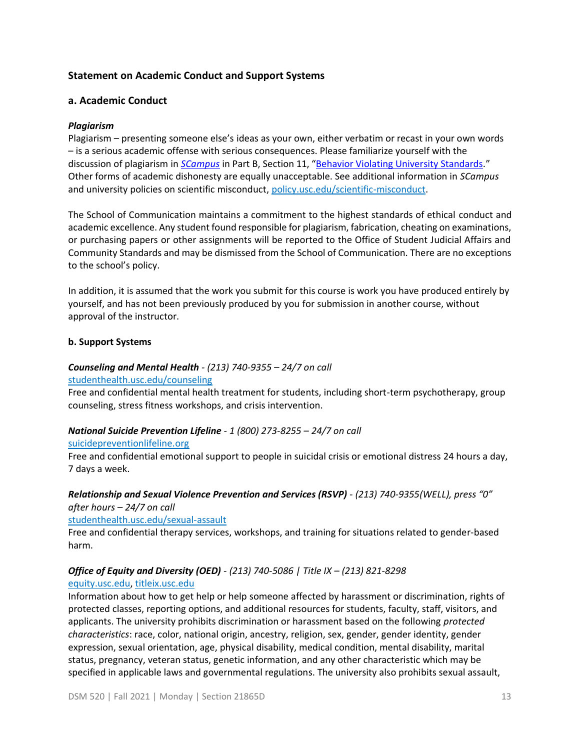### Statement on Academic Conduct and Support Systems

#### a. Academic Conduct

***Plagiarism***

Plagiarism – presenting someone else's ideas as your own, either verbatim or recast in your own words – is a serious academic offense with serious consequences. Please familiarize yourself with the discussion of plagiarism in [*SCampus*](#) in Part B, Section 11, "[Behavior Violating University Standards](#)." Other forms of academic dishonesty are equally unacceptable. See additional information in *SCampus* and university policies on scientific misconduct, [policy.usc.edu/scientific-misconduct](#).

The School of Communication maintains a commitment to the highest standards of ethical conduct and academic excellence. Any student found responsible for plagiarism, fabrication, cheating on examinations, or purchasing papers or other assignments will be reported to the Office of Student Judicial Affairs and Community Standards and may be dismissed from the School of Communication. There are no exceptions to the school's policy.

In addition, it is assumed that the work you submit for this course is work you have produced entirely by yourself, and has not been previously produced by you for submission in another course, without approval of the instructor.

#### b. Support Systems

***Counseling and Mental Health*** *- (213) 740-9355 – 24/7 on call*
[studenthealth.usc.edu/counseling](#)
Free and confidential mental health treatment for students, including short-term psychotherapy, group counseling, stress fitness workshops, and crisis intervention.

***National Suicide Prevention Lifeline*** *- 1 (800) 273-8255 – 24/7 on call*
[suicidepreventionlifeline.org](#)
Free and confidential emotional support to people in suicidal crisis or emotional distress 24 hours a day, 7 days a week.

***Relationship and Sexual Violence Prevention and Services (RSVP)*** *- (213) 740-9355(WELL), press "0" after hours – 24/7 on call*
[studenthealth.usc.edu/sexual-assault](#)
Free and confidential therapy services, workshops, and training for situations related to gender-based harm.

***Office of Equity and Diversity (OED)*** *- (213) 740-5086 | Title IX – (213) 821-8298*
[equity.usc.edu](#), [titleix.usc.edu](#)
Information about how to get help or help someone affected by harassment or discrimination, rights of protected classes, reporting options, and additional resources for students, faculty, staff, visitors, and applicants. The university prohibits discrimination or harassment based on the following *protected characteristics*: race, color, national origin, ancestry, religion, sex, gender, gender identity, gender expression, sexual orientation, age, physical disability, medical condition, mental disability, marital status, pregnancy, veteran status, genetic information, and any other characteristic which may be specified in applicable laws and governmental regulations. The university also prohibits sexual assault,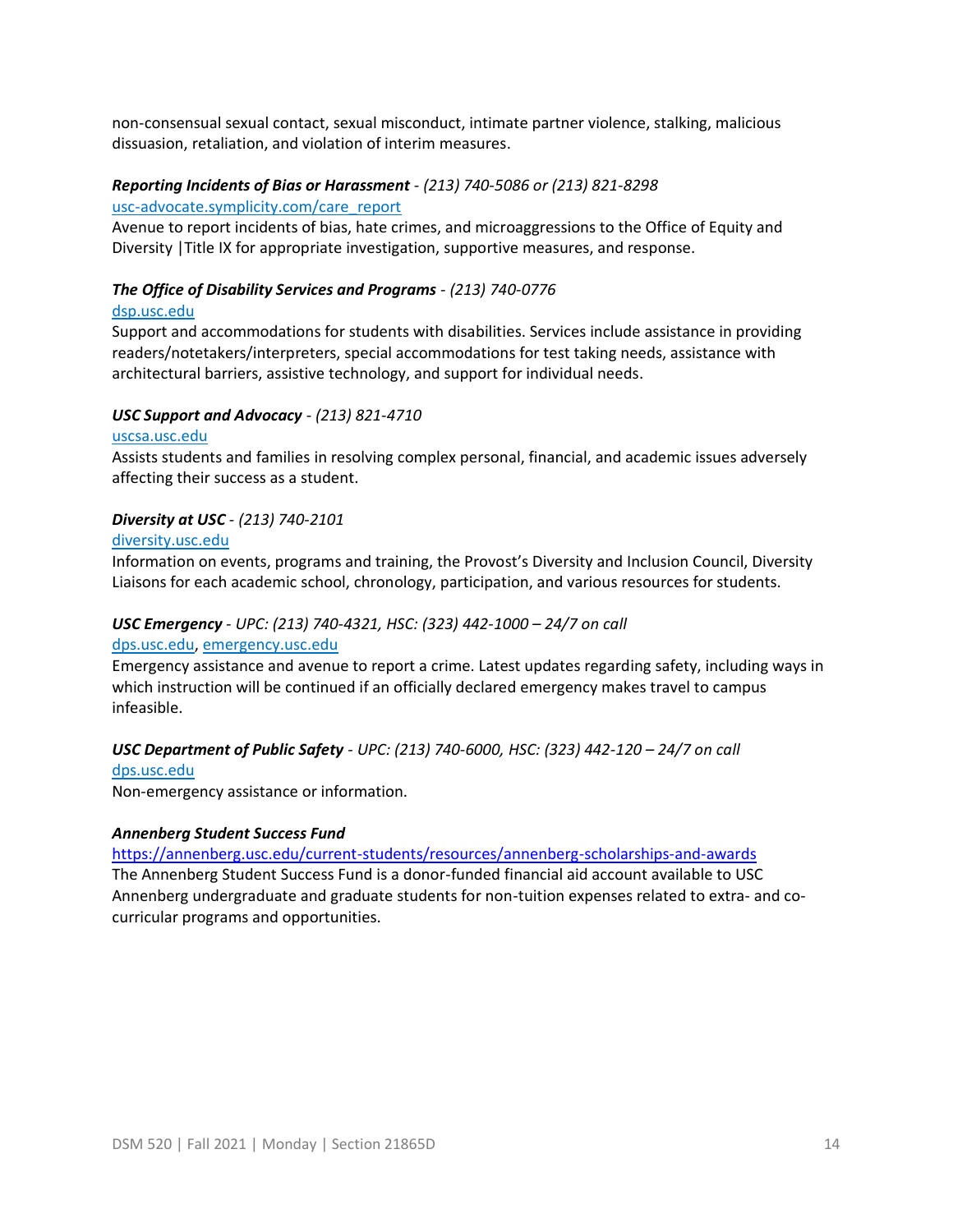non-consensual sexual contact, sexual misconduct, intimate partner violence, stalking, malicious dissuasion, retaliation, and violation of interim measures.

***Reporting Incidents of Bias or Harassment** - (213) 740-5086 or (213) 821-8298*
[usc-advocate.symplicity.com/care_report](usc-advocate.symplicity.com/care_report)
Avenue to report incidents of bias, hate crimes, and microaggressions to the Office of Equity and Diversity |Title IX for appropriate investigation, supportive measures, and response.

***The Office of Disability Services and Programs** - (213) 740-0776*
[dsp.usc.edu](dsp.usc.edu)
Support and accommodations for students with disabilities. Services include assistance in providing readers/notetakers/interpreters, special accommodations for test taking needs, assistance with architectural barriers, assistive technology, and support for individual needs.

***USC Support and Advocacy** - (213) 821-4710*
[uscsa.usc.edu](uscsa.usc.edu)
Assists students and families in resolving complex personal, financial, and academic issues adversely affecting their success as a student.

***Diversity at USC** - (213) 740-2101*
[diversity.usc.edu](diversity.usc.edu)
Information on events, programs and training, the Provost's Diversity and Inclusion Council, Diversity Liaisons for each academic school, chronology, participation, and various resources for students.

***USC Emergency** - UPC: (213) 740-4321, HSC: (323) 442-1000 – 24/7 on call*
[dps.usc.edu](dps.usc.edu), [emergency.usc.edu](emergency.usc.edu)
Emergency assistance and avenue to report a crime. Latest updates regarding safety, including ways in which instruction will be continued if an officially declared emergency makes travel to campus infeasible.

***USC Department of Public Safety** - UPC: (213) 740-6000, HSC: (323) 442-120 – 24/7 on call*
[dps.usc.edu](dps.usc.edu)
Non-emergency assistance or information.

***Annenberg Student Success Fund***
[https://annenberg.usc.edu/current-students/resources/annenberg-scholarships-and-awards](https://annenberg.usc.edu/current-students/resources/annenberg-scholarships-and-awards)
The Annenberg Student Success Fund is a donor-funded financial aid account available to USC Annenberg undergraduate and graduate students for non-tuition expenses related to extra- and co-curricular programs and opportunities.